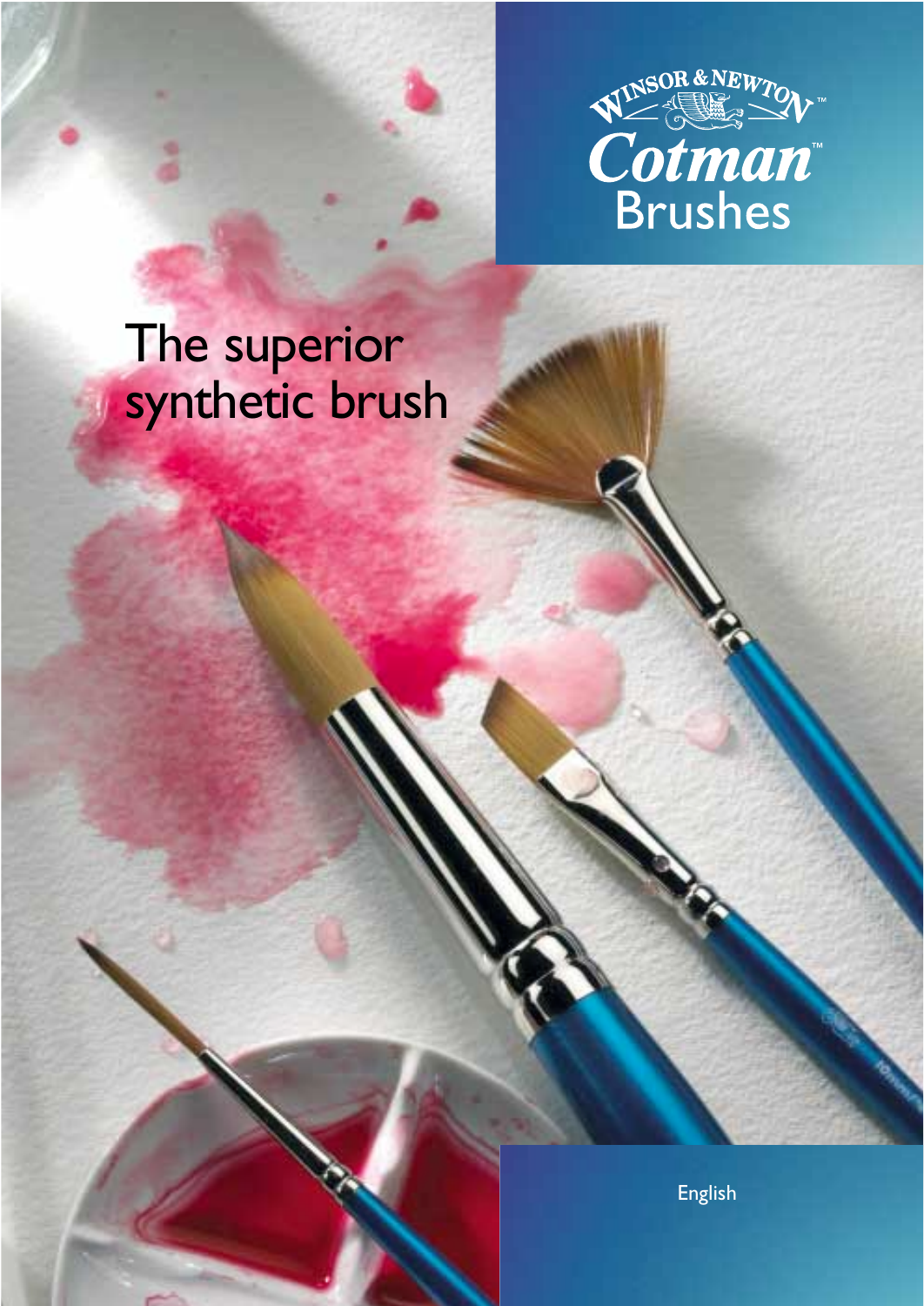WINSOR & NEWTON™

# Cotman™ Brushes

## The superior synthetic brush

English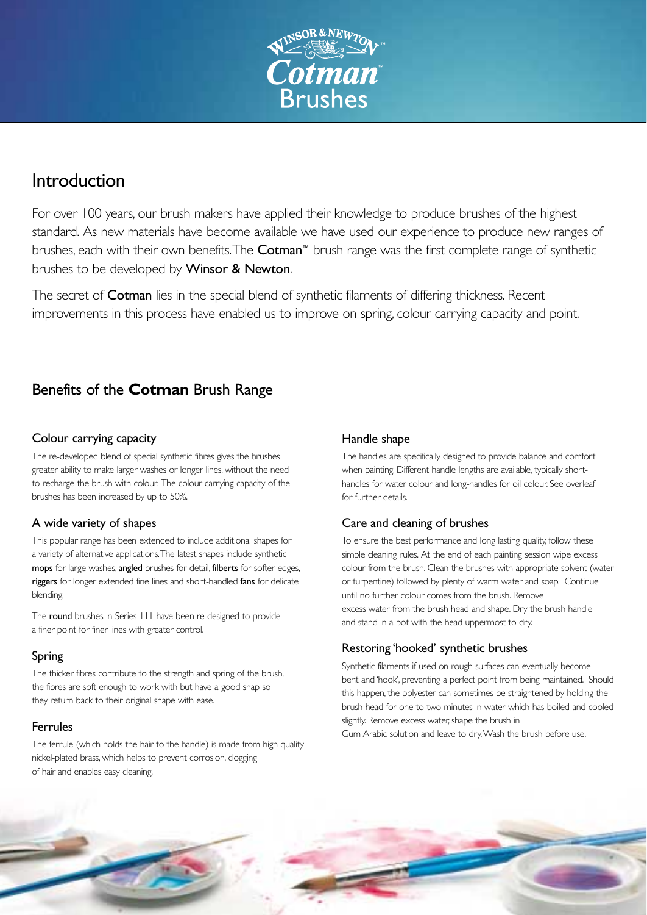# Winsor & Newton Cotman™ Brushes

## Introduction

For over 100 years, our brush makers have applied their knowledge to produce brushes of the highest standard. As new materials have become available we have used our experience to produce new ranges of brushes, each with their own benefits. The **Cotman**™ brush range was the first complete range of synthetic brushes to be developed by **Winsor & Newton**.

The secret of **Cotman** lies in the special blend of synthetic filaments of differing thickness. Recent improvements in this process have enabled us to improve on spring, colour carrying capacity and point.

## Benefits of the **Cotman** Brush Range

### Colour carrying capacity

The re-developed blend of special synthetic fibres gives the brushes greater ability to make larger washes or longer lines, without the need to recharge the brush with colour. The colour carrying capacity of the brushes has been increased by up to 50%.

### A wide variety of shapes

This popular range has been extended to include additional shapes for a variety of alternative applications. The latest shapes include synthetic **mops** for large washes, **angled** brushes for detail, **filberts** for softer edges, **riggers** for longer extended fine lines and short-handled **fans** for delicate blending.

The **round** brushes in Series 111 have been re-designed to provide a finer point for finer lines with greater control.

### Spring

The thicker fibres contribute to the strength and spring of the brush, the fibres are soft enough to work with but have a good snap so they return back to their original shape with ease.

### Ferrules

The ferrule (which holds the hair to the handle) is made from high quality nickel-plated brass, which helps to prevent corrosion, clogging of hair and enables easy cleaning.

### Handle shape

The handles are specifically designed to provide balance and comfort when painting. Different handle lengths are available, typically short-handles for water colour and long-handles for oil colour. See overleaf for further details.

### Care and cleaning of brushes

To ensure the best performance and long lasting quality, follow these simple cleaning rules. At the end of each painting session wipe excess colour from the brush. Clean the brushes with appropriate solvent (water or turpentine) followed by plenty of warm water and soap. Continue until no further colour comes from the brush. Remove excess water from the brush head and shape. Dry the brush handle and stand in a pot with the head uppermost to dry.

### Restoring 'hooked' synthetic brushes

Synthetic filaments if used on rough surfaces can eventually become bent and 'hook', preventing a perfect point from being maintained. Should this happen, the polyester can sometimes be straightened by holding the brush head for one to two minutes in water which has boiled and cooled slightly. Remove excess water, shape the brush in Gum Arabic solution and leave to dry. Wash the brush before use.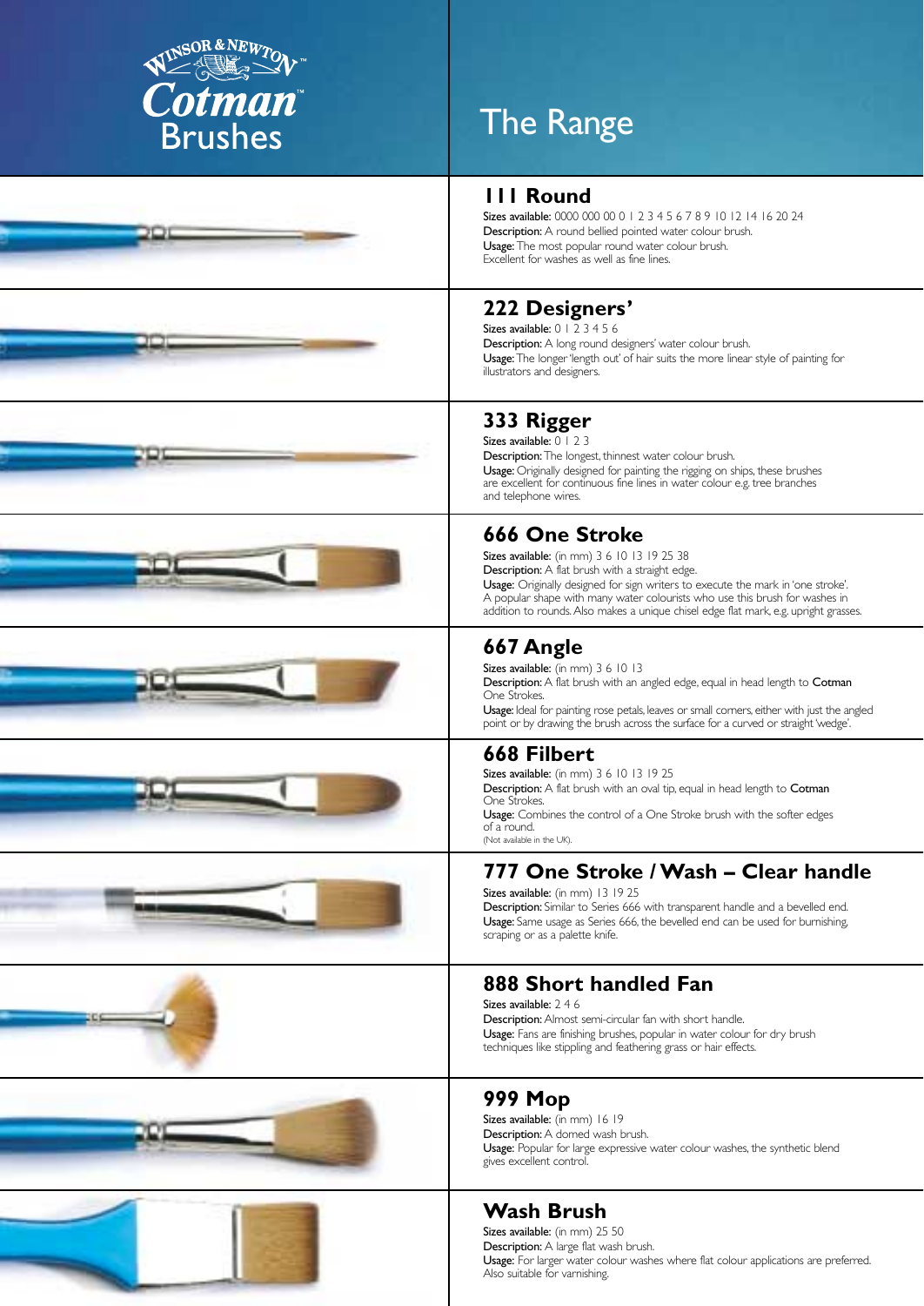# Winsor & Newton Cotman Brushes

# The Range

## 111 Round

**Sizes available:** 0000 000 00 0 1 2 3 4 5 6 7 8 9 10 12 14 16 20 24
**Description:** A round bellied pointed water colour brush.
**Usage:** The most popular round water colour brush.
Excellent for washes as well as fine lines.

## 222 Designers'

**Sizes available:** 0 1 2 3 4 5 6
**Description:** A long round designers' water colour brush.
**Usage:** The longer 'length out' of hair suits the more linear style of painting for illustrators and designers.

## 333 Rigger

**Sizes available:** 0 1 2 3
**Description:** The longest, thinnest water colour brush.
**Usage:** Originally designed for painting the rigging on ships, these brushes are excellent for continuous fine lines in water colour e.g. tree branches and telephone wires.

## 666 One Stroke

**Sizes available:** (in mm) 3 6 10 13 19 25 38
**Description:** A flat brush with a straight edge.
**Usage:** Originally designed for sign writers to execute the mark in 'one stroke'. A popular shape with many water colourists who use this brush for washes in addition to rounds. Also makes a unique chisel edge flat mark, e.g. upright grasses.

## 667 Angle

**Sizes available:** (in mm) 3 6 10 13
**Description:** A flat brush with an angled edge, equal in head length to Cotman One Strokes.
**Usage:** Ideal for painting rose petals, leaves or small corners, either with just the angled point or by drawing the brush across the surface for a curved or straight 'wedge'.

## 668 Filbert

**Sizes available:** (in mm) 3 6 10 13 19 25
**Description:** A flat brush with an oval tip, equal in head length to Cotman One Strokes.
**Usage:** Combines the control of a One Stroke brush with the softer edges of a round.
(Not available in the UK).

## 777 One Stroke / Wash – Clear handle

**Sizes available:** (in mm) 13 19 25
**Description:** Similar to Series 666 with transparent handle and a bevelled end.
**Usage:** Same usage as Series 666, the bevelled end can be used for burnishing, scraping or as a palette knife.

## 888 Short handled Fan

**Sizes available:** 2 4 6
**Description:** Almost semi-circular fan with short handle.
**Usage:** Fans are finishing brushes, popular in water colour for dry brush techniques like stippling and feathering grass or hair effects.

## 999 Mop

**Sizes available:** (in mm) 16 19
**Description:** A domed wash brush.
**Usage:** Popular for large expressive water colour washes, the synthetic blend gives excellent control.

## Wash Brush

**Sizes available:** (in mm) 25 50
**Description:** A large flat wash brush.
**Usage:** For larger water colour washes where flat colour applications are preferred. Also suitable for varnishing.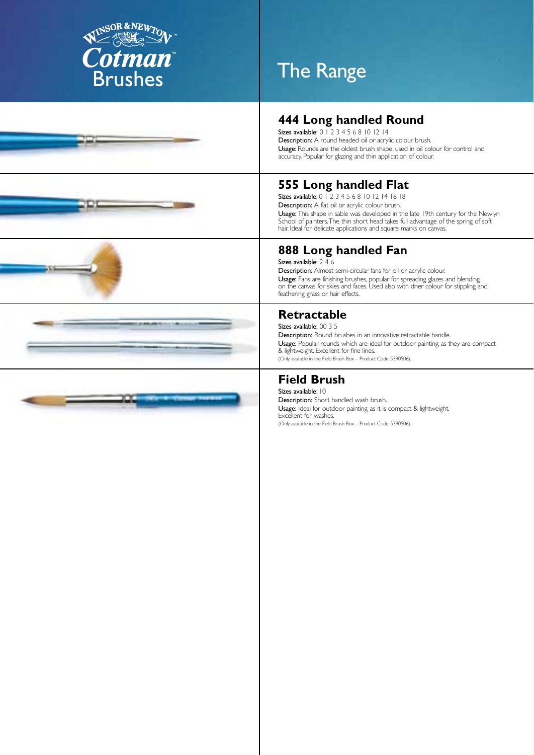Winsor & Newton

# Cotman™ Brushes

# The Range

## 444 Long handled Round

**Sizes available:** 0 1 2 3 4 5 6 8 10 12 14

**Description:** A round headed oil or acrylic colour brush.

**Usage:** Rounds are the oldest brush shape, used in oil colour for control and accuracy. Popular for glazing and thin application of colour.

## 555 Long handled Flat

**Sizes available:** 0 1 2 3 4 5 6 8 10 12 14 16 18

**Description:** A flat oil or acrylic colour brush.

**Usage:** This shape in sable was developed in the late 19th century for the Newlyn School of painters. The thin short head takes full advantage of the spring of soft hair. Ideal for delicate applications and square marks on canvas.

## 888 Long handled Fan

**Sizes available:** 2 4 6

**Description:** Almost semi-circular fans for oil or acrylic colour.

**Usage:** Fans are finishing brushes, popular for spreading glazes and blending on the canvas for skies and faces. Used also with drier colour for stippling and feathering grass or hair effects.

## Retractable

**Sizes available:** 00 3 5

**Description:** Round brushes in an innovative retractable handle.

**Usage:** Popular rounds which are ideal for outdoor painting, as they are compact & lightweight. Excellent for fine lines.

(Only available in the Field Brush Box – Product Code: 5390506).

## Field Brush

**Sizes available:** 10

**Description:** Short handled wash brush.

**Usage:** Ideal for outdoor painting, as it is compact & lightweight. Excellent for washes.

(Only available in the Field Brush Box – Product Code: 5390506).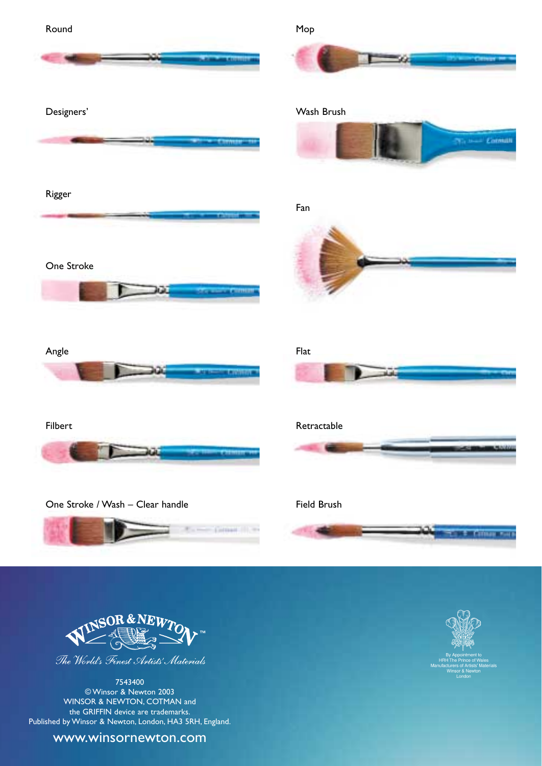Round

Mop

Designers'

Wash Brush

Rigger

Fan

One Stroke

Angle

Flat

Filbert

Retractable

One Stroke / Wash – Clear handle

Field Brush

WINSOR & NEWTON™

*The World's Finest Artists' Materials*

7543400
© Winsor & Newton 2003
WINSOR & NEWTON, COTMAN and
the GRIFFIN device are trademarks.
Published by Winsor & Newton, London, HA3 5RH, England.

www.winsornewton.com

By Appointment to
HRH The Prince of Wales
Manufacturers of Artists' Materials
Winsor & Newton
London